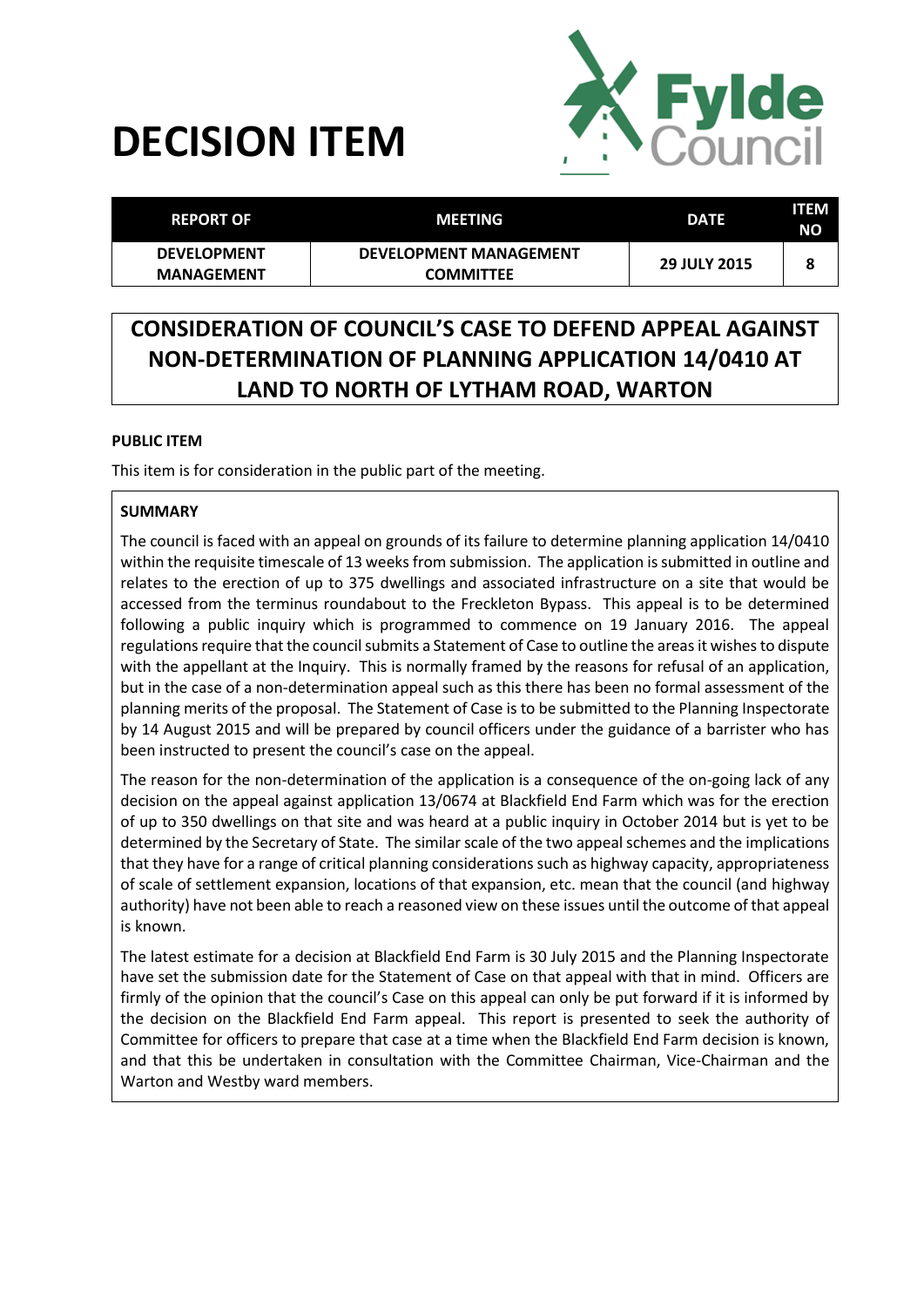# DECISION ITEM

| REPORT OF | MEETING | DATE | ITEM NO |
|---|---|---|---|
| DEVELOPMENT MANAGEMENT | DEVELOPMENT MANAGEMENT COMMITTEE | 29 JULY 2015 | 8 |

## CONSIDERATION OF COUNCIL'S CASE TO DEFEND APPEAL AGAINST NON-DETERMINATION OF PLANNING APPLICATION 14/0410 AT LAND TO NORTH OF LYTHAM ROAD, WARTON

**PUBLIC ITEM**

This item is for consideration in the public part of the meeting.

**SUMMARY**

The council is faced with an appeal on grounds of its failure to determine planning application 14/0410 within the requisite timescale of 13 weeks from submission. The application is submitted in outline and relates to the erection of up to 375 dwellings and associated infrastructure on a site that would be accessed from the terminus roundabout to the Freckleton Bypass. This appeal is to be determined following a public inquiry which is programmed to commence on 19 January 2016. The appeal regulations require that the council submits a Statement of Case to outline the areas it wishes to dispute with the appellant at the Inquiry. This is normally framed by the reasons for refusal of an application, but in the case of a non-determination appeal such as this there has been no formal assessment of the planning merits of the proposal. The Statement of Case is to be submitted to the Planning Inspectorate by 14 August 2015 and will be prepared by council officers under the guidance of a barrister who has been instructed to present the council's case on the appeal.

The reason for the non-determination of the application is a consequence of the on-going lack of any decision on the appeal against application 13/0674 at Blackfield End Farm which was for the erection of up to 350 dwellings on that site and was heard at a public inquiry in October 2014 but is yet to be determined by the Secretary of State. The similar scale of the two appeal schemes and the implications that they have for a range of critical planning considerations such as highway capacity, appropriateness of scale of settlement expansion, locations of that expansion, etc. mean that the council (and highway authority) have not been able to reach a reasoned view on these issues until the outcome of that appeal is known.

The latest estimate for a decision at Blackfield End Farm is 30 July 2015 and the Planning Inspectorate have set the submission date for the Statement of Case on that appeal with that in mind. Officers are firmly of the opinion that the council's Case on this appeal can only be put forward if it is informed by the decision on the Blackfield End Farm appeal. This report is presented to seek the authority of Committee for officers to prepare that case at a time when the Blackfield End Farm decision is known, and that this be undertaken in consultation with the Committee Chairman, Vice-Chairman and the Warton and Westby ward members.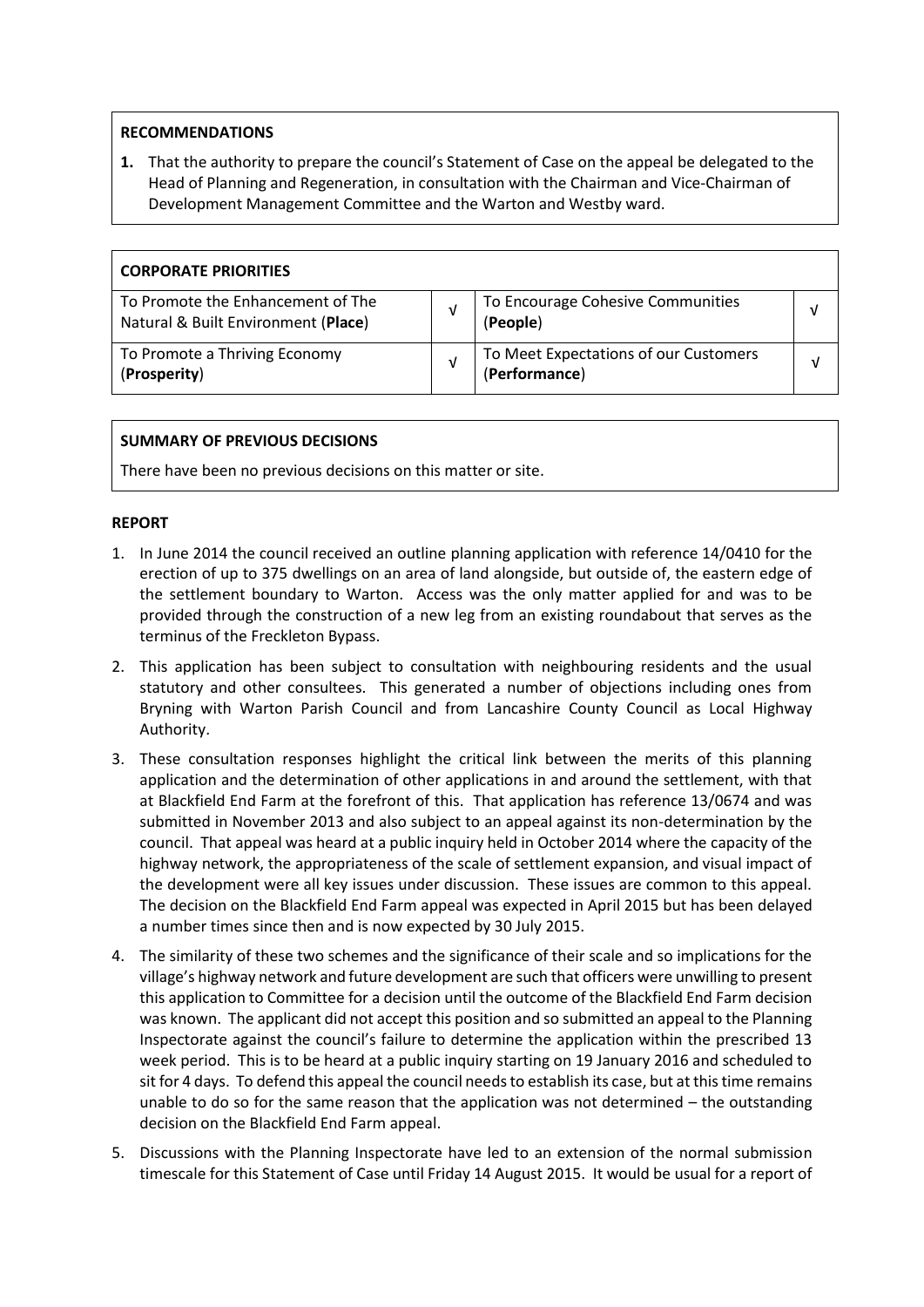**RECOMMENDATIONS**

1. That the authority to prepare the council's Statement of Case on the appeal be delegated to the Head of Planning and Regeneration, in consultation with the Chairman and Vice-Chairman of Development Management Committee and the Warton and Westby ward.

| **CORPORATE PRIORITIES** | | | |
|---|---|---|---|
| To Promote the Enhancement of The Natural & Built Environment (**Place**) | √ | To Encourage Cohesive Communities (**People**) | √ |
| To Promote a Thriving Economy (**Prosperity**) | √ | To Meet Expectations of our Customers (**Performance**) | √ |

**SUMMARY OF PREVIOUS DECISIONS**

There have been no previous decisions on this matter or site.

**REPORT**

1. In June 2014 the council received an outline planning application with reference 14/0410 for the erection of up to 375 dwellings on an area of land alongside, but outside of, the eastern edge of the settlement boundary to Warton. Access was the only matter applied for and was to be provided through the construction of a new leg from an existing roundabout that serves as the terminus of the Freckleton Bypass.
2. This application has been subject to consultation with neighbouring residents and the usual statutory and other consultees. This generated a number of objections including ones from Bryning with Warton Parish Council and from Lancashire County Council as Local Highway Authority.
3. These consultation responses highlight the critical link between the merits of this planning application and the determination of other applications in and around the settlement, with that at Blackfield End Farm at the forefront of this. That application has reference 13/0674 and was submitted in November 2013 and also subject to an appeal against its non-determination by the council. That appeal was heard at a public inquiry held in October 2014 where the capacity of the highway network, the appropriateness of the scale of settlement expansion, and visual impact of the development were all key issues under discussion. These issues are common to this appeal. The decision on the Blackfield End Farm appeal was expected in April 2015 but has been delayed a number times since then and is now expected by 30 July 2015.
4. The similarity of these two schemes and the significance of their scale and so implications for the village's highway network and future development are such that officers were unwilling to present this application to Committee for a decision until the outcome of the Blackfield End Farm decision was known. The applicant did not accept this position and so submitted an appeal to the Planning Inspectorate against the council's failure to determine the application within the prescribed 13 week period. This is to be heard at a public inquiry starting on 19 January 2016 and scheduled to sit for 4 days. To defend this appeal the council needs to establish its case, but at this time remains unable to do so for the same reason that the application was not determined – the outstanding decision on the Blackfield End Farm appeal.
5. Discussions with the Planning Inspectorate have led to an extension of the normal submission timescale for this Statement of Case until Friday 14 August 2015. It would be usual for a report of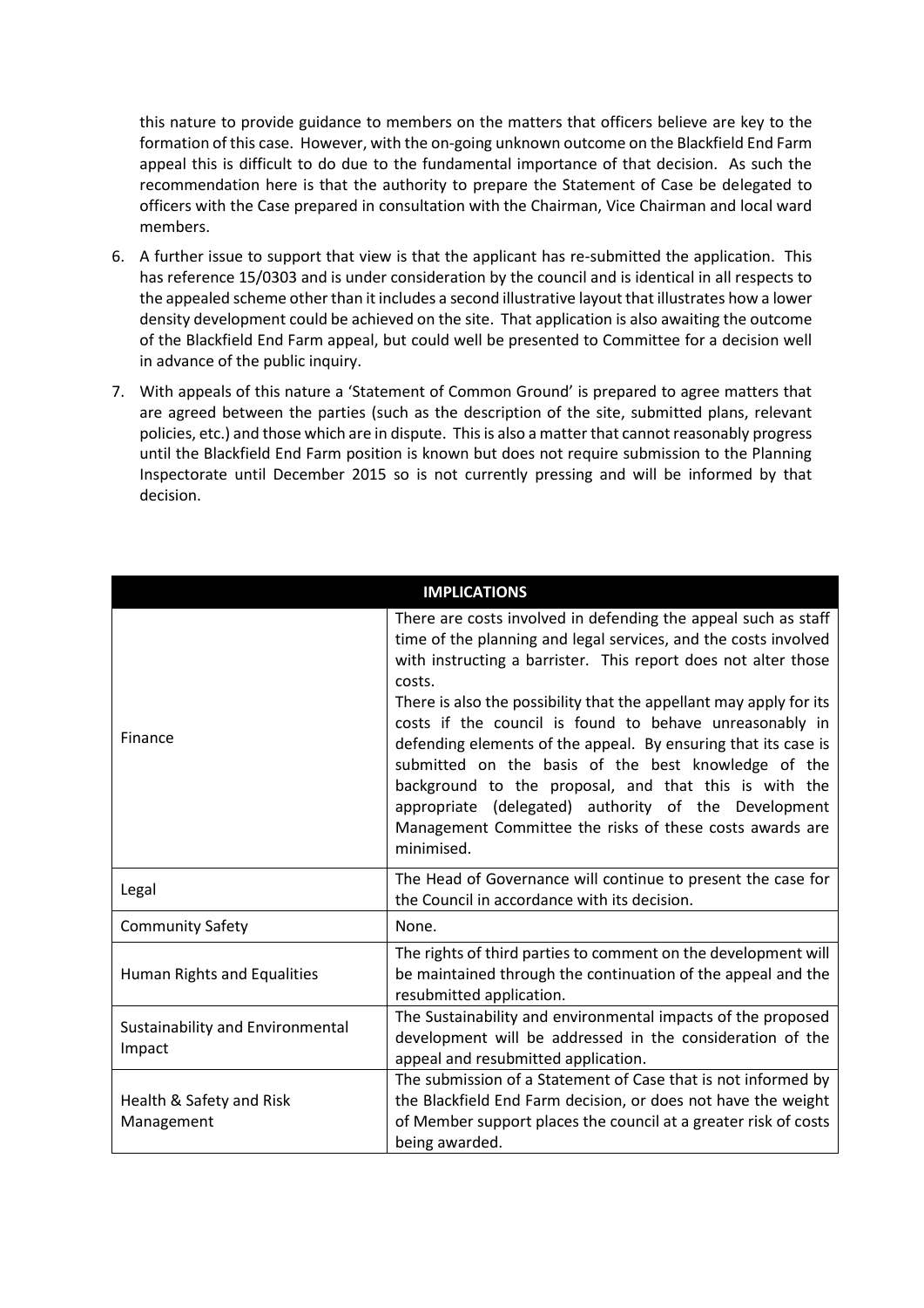this nature to provide guidance to members on the matters that officers believe are key to the formation of this case. However, with the on-going unknown outcome on the Blackfield End Farm appeal this is difficult to do due to the fundamental importance of that decision. As such the recommendation here is that the authority to prepare the Statement of Case be delegated to officers with the Case prepared in consultation with the Chairman, Vice Chairman and local ward members.

6. A further issue to support that view is that the applicant has re-submitted the application. This has reference 15/0303 and is under consideration by the council and is identical in all respects to the appealed scheme other than it includes a second illustrative layout that illustrates how a lower density development could be achieved on the site. That application is also awaiting the outcome of the Blackfield End Farm appeal, but could well be presented to Committee for a decision well in advance of the public inquiry.

7. With appeals of this nature a 'Statement of Common Ground' is prepared to agree matters that are agreed between the parties (such as the description of the site, submitted plans, relevant policies, etc.) and those which are in dispute. This is also a matter that cannot reasonably progress until the Blackfield End Farm position is known but does not require submission to the Planning Inspectorate until December 2015 so is not currently pressing and will be informed by that decision.

| **IMPLICATIONS** | |
|---|---|
| Finance | There are costs involved in defending the appeal such as staff time of the planning and legal services, and the costs involved with instructing a barrister. This report does not alter those costs.<br>There is also the possibility that the appellant may apply for its costs if the council is found to behave unreasonably in defending elements of the appeal. By ensuring that its case is submitted on the basis of the best knowledge of the background to the proposal, and that this is with the appropriate (delegated) authority of the Development Management Committee the risks of these costs awards are minimised. |
| Legal | The Head of Governance will continue to present the case for the Council in accordance with its decision. |
| Community Safety | None. |
| Human Rights and Equalities | The rights of third parties to comment on the development will be maintained through the continuation of the appeal and the resubmitted application. |
| Sustainability and Environmental Impact | The Sustainability and environmental impacts of the proposed development will be addressed in the consideration of the appeal and resubmitted application. |
| Health & Safety and Risk Management | The submission of a Statement of Case that is not informed by the Blackfield End Farm decision, or does not have the weight of Member support places the council at a greater risk of costs being awarded. |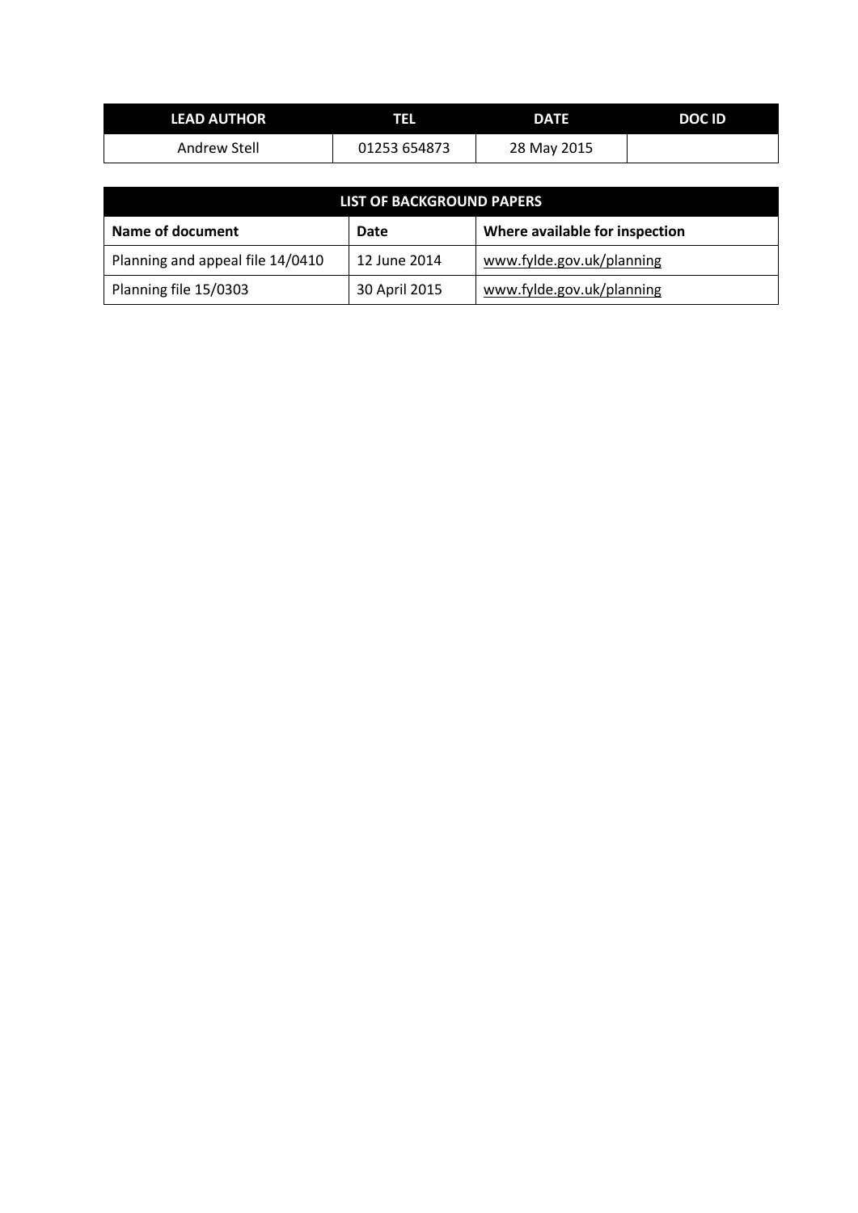| LEAD AUTHOR | TEL | DATE | DOC ID |
|---|---|---|---|
| Andrew Stell | 01253 654873 | 28 May 2015 | |

| LIST OF BACKGROUND PAPERS | | |
|---|---|---|
| **Name of document** | **Date** | **Where available for inspection** |
| Planning and appeal file 14/0410 | 12 June 2014 | www.fylde.gov.uk/planning |
| Planning file 15/0303 | 30 April 2015 | www.fylde.gov.uk/planning |